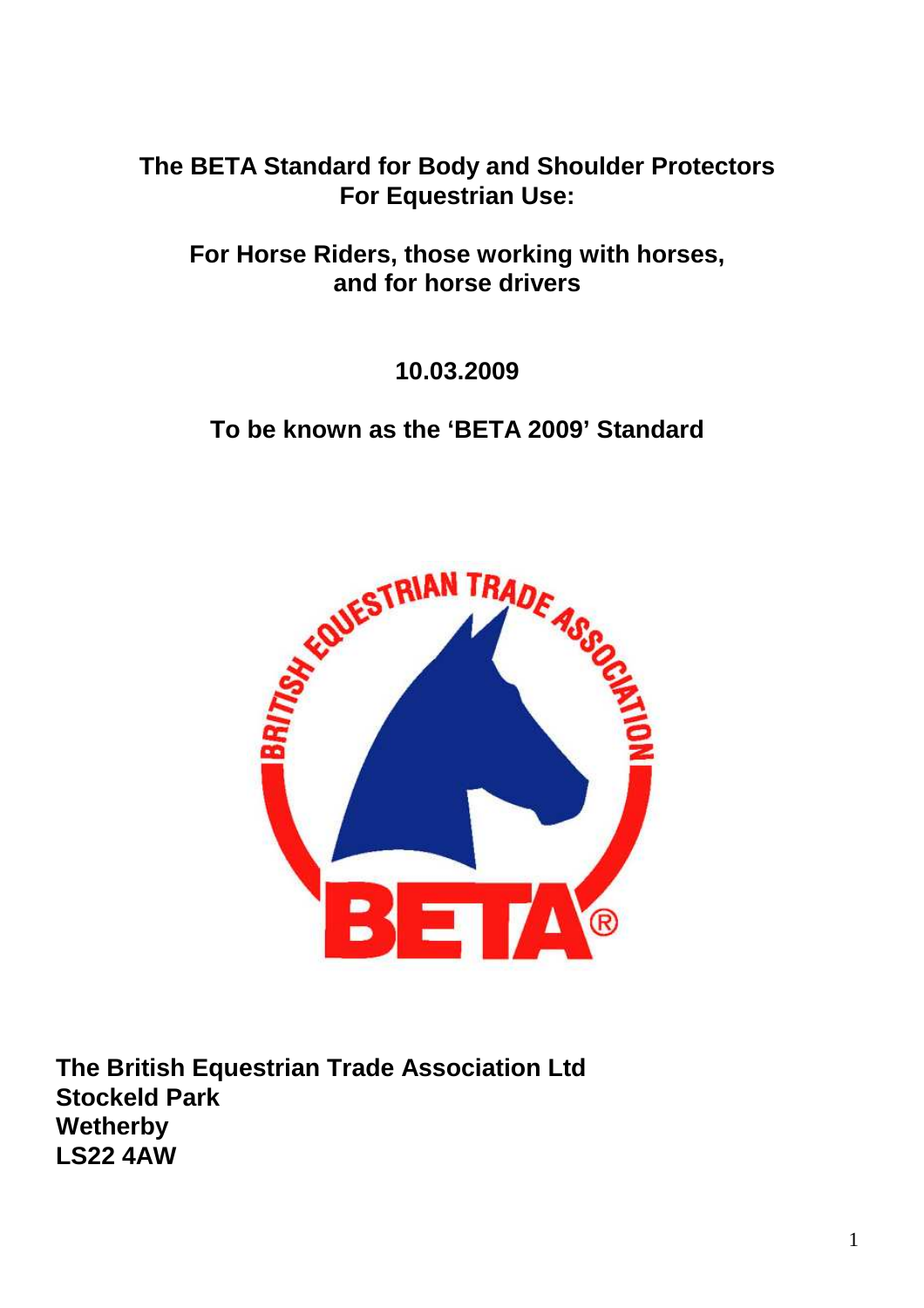# The BETA Standard for Body and Shoulder Protectors For Equestrian Use:

## For Horse Riders, those working with horses, and for horse drivers

**10.03.2009**

**To be known as the 'BETA 2009' Standard**

**The British Equestrian Trade Association Ltd**
**Stockeld Park**
**Wetherby**
**LS22 4AW**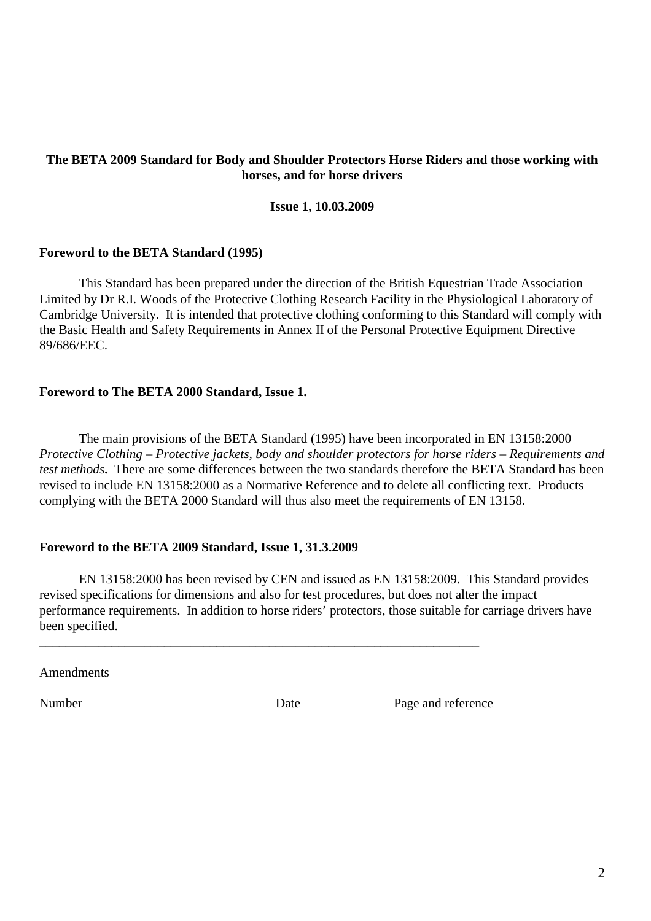**The BETA 2009 Standard for Body and Shoulder Protectors Horse Riders and those working with horses, and for horse drivers**

**Issue 1, 10.03.2009**

**Foreword to the BETA Standard (1995)**

This Standard has been prepared under the direction of the British Equestrian Trade Association Limited by Dr R.I. Woods of the Protective Clothing Research Facility in the Physiological Laboratory of Cambridge University. It is intended that protective clothing conforming to this Standard will comply with the Basic Health and Safety Requirements in Annex II of the Personal Protective Equipment Directive 89/686/EEC.

**Foreword to The BETA 2000 Standard, Issue 1.**

The main provisions of the BETA Standard (1995) have been incorporated in EN 13158:2000 *Protective Clothing – Protective jackets, body and shoulder protectors for horse riders – Requirements and test methods*. There are some differences between the two standards therefore the BETA Standard has been revised to include EN 13158:2000 as a Normative Reference and to delete all conflicting text. Products complying with the BETA 2000 Standard will thus also meet the requirements of EN 13158.

**Foreword to the BETA 2009 Standard, Issue 1, 31.3.2009**

EN 13158:2000 has been revised by CEN and issued as EN 13158:2009. This Standard provides revised specifications for dimensions and also for test procedures, but does not alter the impact performance requirements. In addition to horse riders' protectors, those suitable for carriage drivers have been specified.

---

Amendments

| Number | Date | Page and reference |
|---|---|---|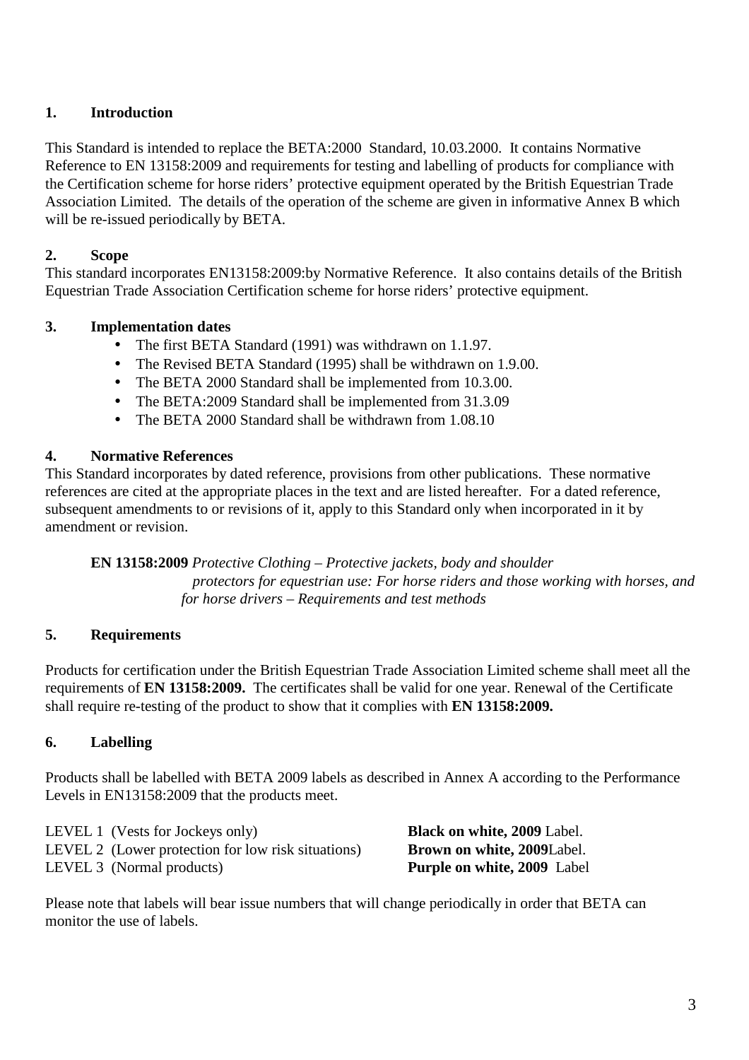## 1. Introduction

This Standard is intended to replace the BETA:2000 Standard, 10.03.2000. It contains Normative Reference to EN 13158:2009 and requirements for testing and labelling of products for compliance with the Certification scheme for horse riders' protective equipment operated by the British Equestrian Trade Association Limited. The details of the operation of the scheme are given in informative Annex B which will be re-issued periodically by BETA.

## 2. Scope

This standard incorporates EN13158:2009:by Normative Reference. It also contains details of the British Equestrian Trade Association Certification scheme for horse riders' protective equipment.

## 3. Implementation dates

- The first BETA Standard (1991) was withdrawn on 1.1.97.
- The Revised BETA Standard (1995) shall be withdrawn on 1.9.00.
- The BETA 2000 Standard shall be implemented from 10.3.00.
- The BETA:2009 Standard shall be implemented from 31.3.09
- The BETA 2000 Standard shall be withdrawn from 1.08.10

## 4. Normative References

This Standard incorporates by dated reference, provisions from other publications. These normative references are cited at the appropriate places in the text and are listed hereafter. For a dated reference, subsequent amendments to or revisions of it, apply to this Standard only when incorporated in it by amendment or revision.

**EN 13158:2009** *Protective Clothing – Protective jackets, body and shoulder protectors for equestrian use: For horse riders and those working with horses, and for horse drivers – Requirements and test methods*

## 5. Requirements

Products for certification under the British Equestrian Trade Association Limited scheme shall meet all the requirements of **EN 13158:2009.** The certificates shall be valid for one year. Renewal of the Certificate shall require re-testing of the product to show that it complies with **EN 13158:2009.**

## 6. Labelling

Products shall be labelled with BETA 2009 labels as described in Annex A according to the Performance Levels in EN13158:2009 that the products meet.

| | |
|---|---|
| LEVEL 1 (Vests for Jockeys only) | **Black on white, 2009** Label. |
| LEVEL 2 (Lower protection for low risk situations) | **Brown on white, 2009**Label. |
| LEVEL 3 (Normal products) | **Purple on white, 2009** Label |

Please note that labels will bear issue numbers that will change periodically in order that BETA can monitor the use of labels.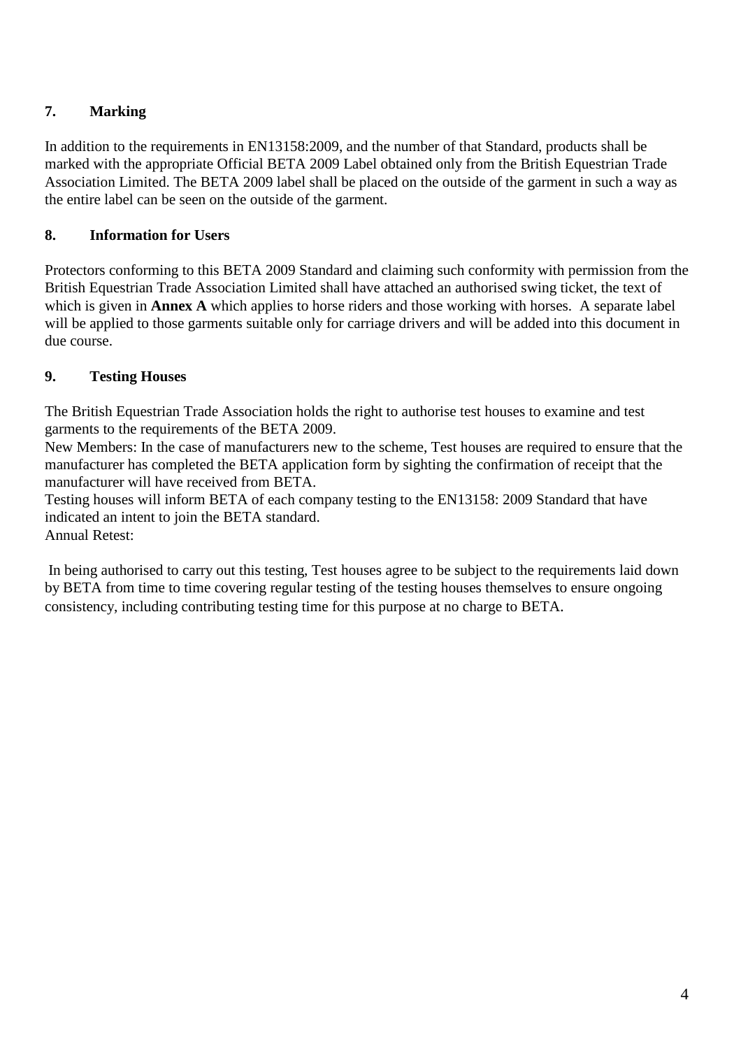## 7. Marking

In addition to the requirements in EN13158:2009, and the number of that Standard, products shall be marked with the appropriate Official BETA 2009 Label obtained only from the British Equestrian Trade Association Limited. The BETA 2009 label shall be placed on the outside of the garment in such a way as the entire label can be seen on the outside of the garment.

## 8. Information for Users

Protectors conforming to this BETA 2009 Standard and claiming such conformity with permission from the British Equestrian Trade Association Limited shall have attached an authorised swing ticket, the text of which is given in **Annex A** which applies to horse riders and those working with horses. A separate label will be applied to those garments suitable only for carriage drivers and will be added into this document in due course.

## 9. Testing Houses

The British Equestrian Trade Association holds the right to authorise test houses to examine and test garments to the requirements of the BETA 2009.

New Members: In the case of manufacturers new to the scheme, Test houses are required to ensure that the manufacturer has completed the BETA application form by sighting the confirmation of receipt that the manufacturer will have received from BETA.

Testing houses will inform BETA of each company testing to the EN13158: 2009 Standard that have indicated an intent to join the BETA standard.

Annual Retest:

In being authorised to carry out this testing, Test houses agree to be subject to the requirements laid down by BETA from time to time covering regular testing of the testing houses themselves to ensure ongoing consistency, including contributing testing time for this purpose at no charge to BETA.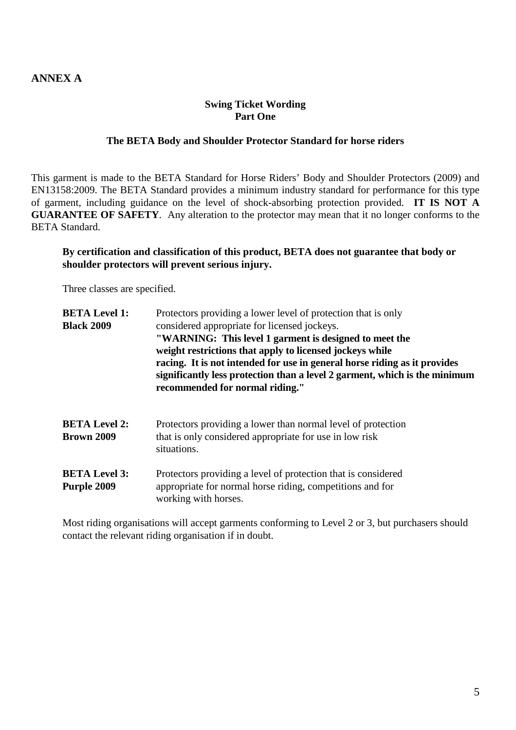**ANNEX A**

**Swing Ticket Wording**
**Part One**

**The BETA Body and Shoulder Protector Standard for horse riders**

This garment is made to the BETA Standard for Horse Riders' Body and Shoulder Protectors (2009) and EN13158:2009. The BETA Standard provides a minimum industry standard for performance for this type of garment, including guidance on the level of shock-absorbing protection provided. **IT IS NOT A GUARANTEE OF SAFETY**. Any alteration to the protector may mean that it no longer conforms to the BETA Standard.

**By certification and classification of this product, BETA does not guarantee that body or shoulder protectors will prevent serious injury.**

Three classes are specified.

**BETA Level 1: Black 2009**
Protectors providing a lower level of protection that is only considered appropriate for licensed jockeys.
**"WARNING: This level 1 garment is designed to meet the weight restrictions that apply to licensed jockeys while racing. It is not intended for use in general horse riding as it provides significantly less protection than a level 2 garment, which is the minimum recommended for normal riding."**

**BETA Level 2: Brown 2009**
Protectors providing a lower than normal level of protection that is only considered appropriate for use in low risk situations.

**BETA Level 3: Purple 2009**
Protectors providing a level of protection that is considered appropriate for normal horse riding, competitions and for working with horses.

Most riding organisations will accept garments conforming to Level 2 or 3, but purchasers should contact the relevant riding organisation if in doubt.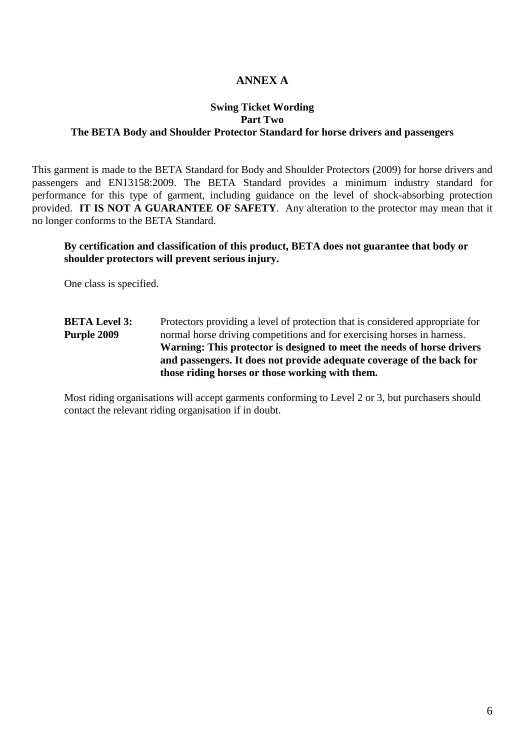# ANNEX A

## Swing Ticket Wording
## Part Two
## The BETA Body and Shoulder Protector Standard for horse drivers and passengers

This garment is made to the BETA Standard for Body and Shoulder Protectors (2009) for horse drivers and passengers and EN13158:2009. The BETA Standard provides a minimum industry standard for performance for this type of garment, including guidance on the level of shock-absorbing protection provided. **IT IS NOT A GUARANTEE OF SAFETY**. Any alteration to the protector may mean that it no longer conforms to the BETA Standard.

**By certification and classification of this product, BETA does not guarantee that body or shoulder protectors will prevent serious injury.**

One class is specified.

**BETA Level 3: Purple 2009** Protectors providing a level of protection that is considered appropriate for normal horse driving competitions and for exercising horses in harness. **Warning: This protector is designed to meet the needs of horse drivers and passengers. It does not provide adequate coverage of the back for those riding horses or those working with them.**

Most riding organisations will accept garments conforming to Level 2 or 3, but purchasers should contact the relevant riding organisation if in doubt.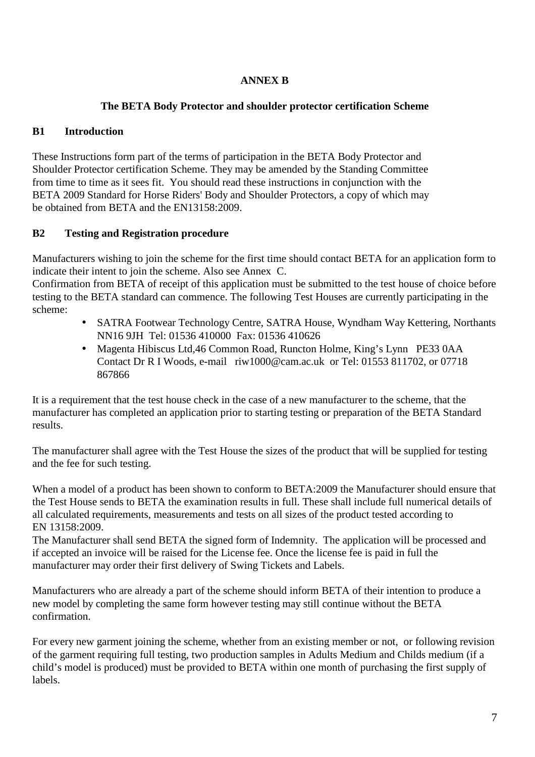## ANNEX B

### The BETA Body Protector and shoulder protector certification Scheme

### B1 Introduction

These Instructions form part of the terms of participation in the BETA Body Protector and Shoulder Protector certification Scheme. They may be amended by the Standing Committee from time to time as it sees fit. You should read these instructions in conjunction with the BETA 2009 Standard for Horse Riders' Body and Shoulder Protectors, a copy of which may be obtained from BETA and the EN13158:2009.

### B2 Testing and Registration procedure

Manufacturers wishing to join the scheme for the first time should contact BETA for an application form to indicate their intent to join the scheme. Also see Annex C.
Confirmation from BETA of receipt of this application must be submitted to the test house of choice before testing to the BETA standard can commence. The following Test Houses are currently participating in the scheme:

- SATRA Footwear Technology Centre, SATRA House, Wyndham Way Kettering, Northants NN16 9JH Tel: 01536 410000 Fax: 01536 410626
- Magenta Hibiscus Ltd,46 Common Road, Runcton Holme, King's Lynn PE33 0AA Contact Dr R I Woods, e-mail riw1000@cam.ac.uk or Tel: 01553 811702, or 07718 867866

It is a requirement that the test house check in the case of a new manufacturer to the scheme, that the manufacturer has completed an application prior to starting testing or preparation of the BETA Standard results.

The manufacturer shall agree with the Test House the sizes of the product that will be supplied for testing and the fee for such testing.

When a model of a product has been shown to conform to BETA:2009 the Manufacturer should ensure that the Test House sends to BETA the examination results in full. These shall include full numerical details of all calculated requirements, measurements and tests on all sizes of the product tested according to EN 13158:2009.
The Manufacturer shall send BETA the signed form of Indemnity. The application will be processed and if accepted an invoice will be raised for the License fee. Once the license fee is paid in full the manufacturer may order their first delivery of Swing Tickets and Labels.

Manufacturers who are already a part of the scheme should inform BETA of their intention to produce a new model by completing the same form however testing may still continue without the BETA confirmation.

For every new garment joining the scheme, whether from an existing member or not, or following revision of the garment requiring full testing, two production samples in Adults Medium and Childs medium (if a child's model is produced) must be provided to BETA within one month of purchasing the first supply of labels.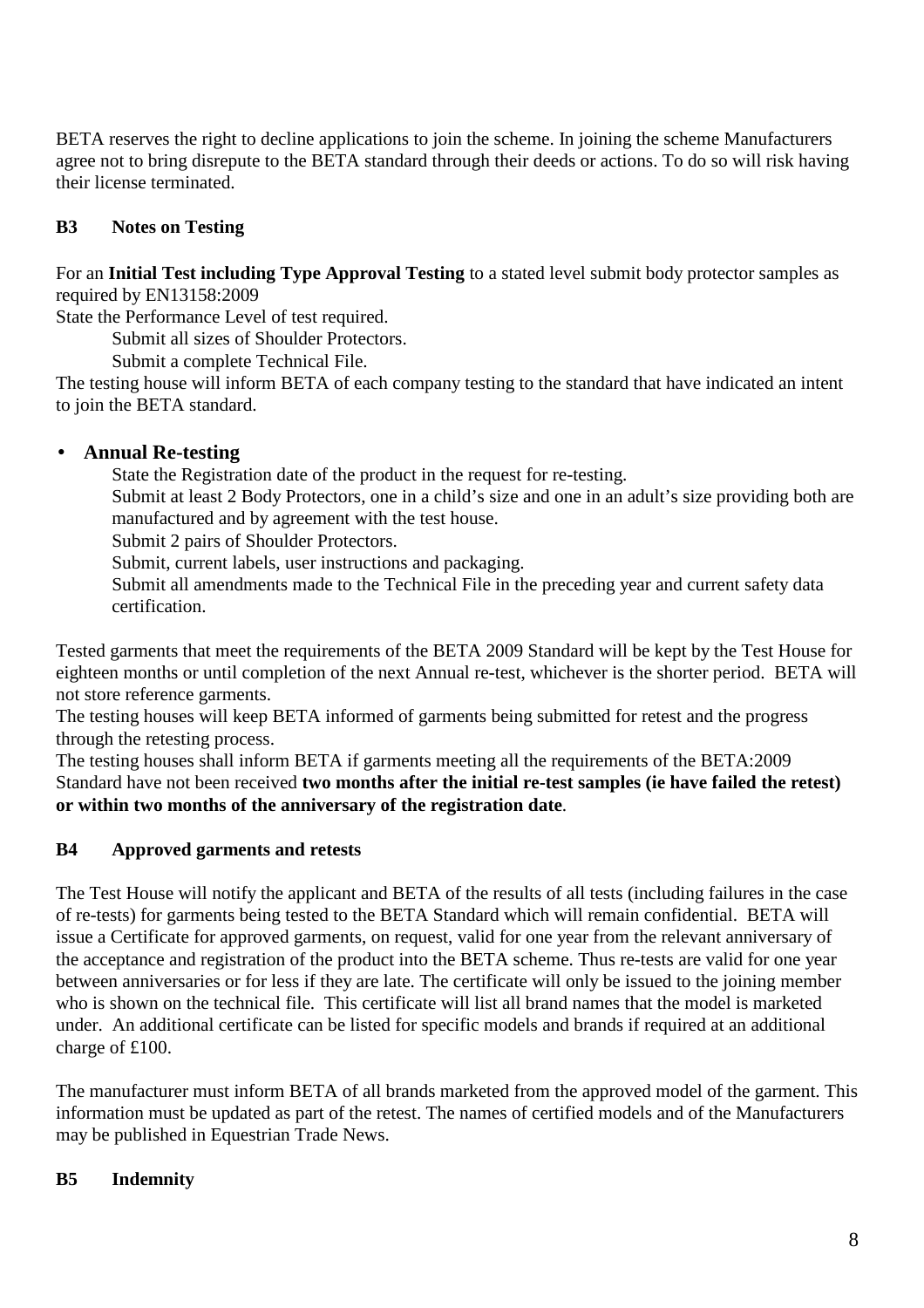BETA reserves the right to decline applications to join the scheme. In joining the scheme Manufacturers agree not to bring disrepute to the BETA standard through their deeds or actions. To do so will risk having their license terminated.

### B3 Notes on Testing

For an **Initial Test including Type Approval Testing** to a stated level submit body protector samples as required by EN13158:2009

State the Performance Level of test required.

Submit all sizes of Shoulder Protectors.

Submit a complete Technical File.

The testing house will inform BETA of each company testing to the standard that have indicated an intent to join the BETA standard.

- **Annual Re-testing**

  State the Registration date of the product in the request for re-testing.

  Submit at least 2 Body Protectors, one in a child's size and one in an adult's size providing both are manufactured and by agreement with the test house.

  Submit 2 pairs of Shoulder Protectors.

  Submit, current labels, user instructions and packaging.

  Submit all amendments made to the Technical File in the preceding year and current safety data certification.

Tested garments that meet the requirements of the BETA 2009 Standard will be kept by the Test House for eighteen months or until completion of the next Annual re-test, whichever is the shorter period. BETA will not store reference garments.

The testing houses will keep BETA informed of garments being submitted for retest and the progress through the retesting process.

The testing houses shall inform BETA if garments meeting all the requirements of the BETA:2009 Standard have not been received **two months after the initial re-test samples (ie have failed the retest) or within two months of the anniversary of the registration date**.

### B4 Approved garments and retests

The Test House will notify the applicant and BETA of the results of all tests (including failures in the case of re-tests) for garments being tested to the BETA Standard which will remain confidential. BETA will issue a Certificate for approved garments, on request, valid for one year from the relevant anniversary of the acceptance and registration of the product into the BETA scheme. Thus re-tests are valid for one year between anniversaries or for less if they are late. The certificate will only be issued to the joining member who is shown on the technical file. This certificate will list all brand names that the model is marketed under. An additional certificate can be listed for specific models and brands if required at an additional charge of £100.

The manufacturer must inform BETA of all brands marketed from the approved model of the garment. This information must be updated as part of the retest. The names of certified models and of the Manufacturers may be published in Equestrian Trade News.

### B5 Indemnity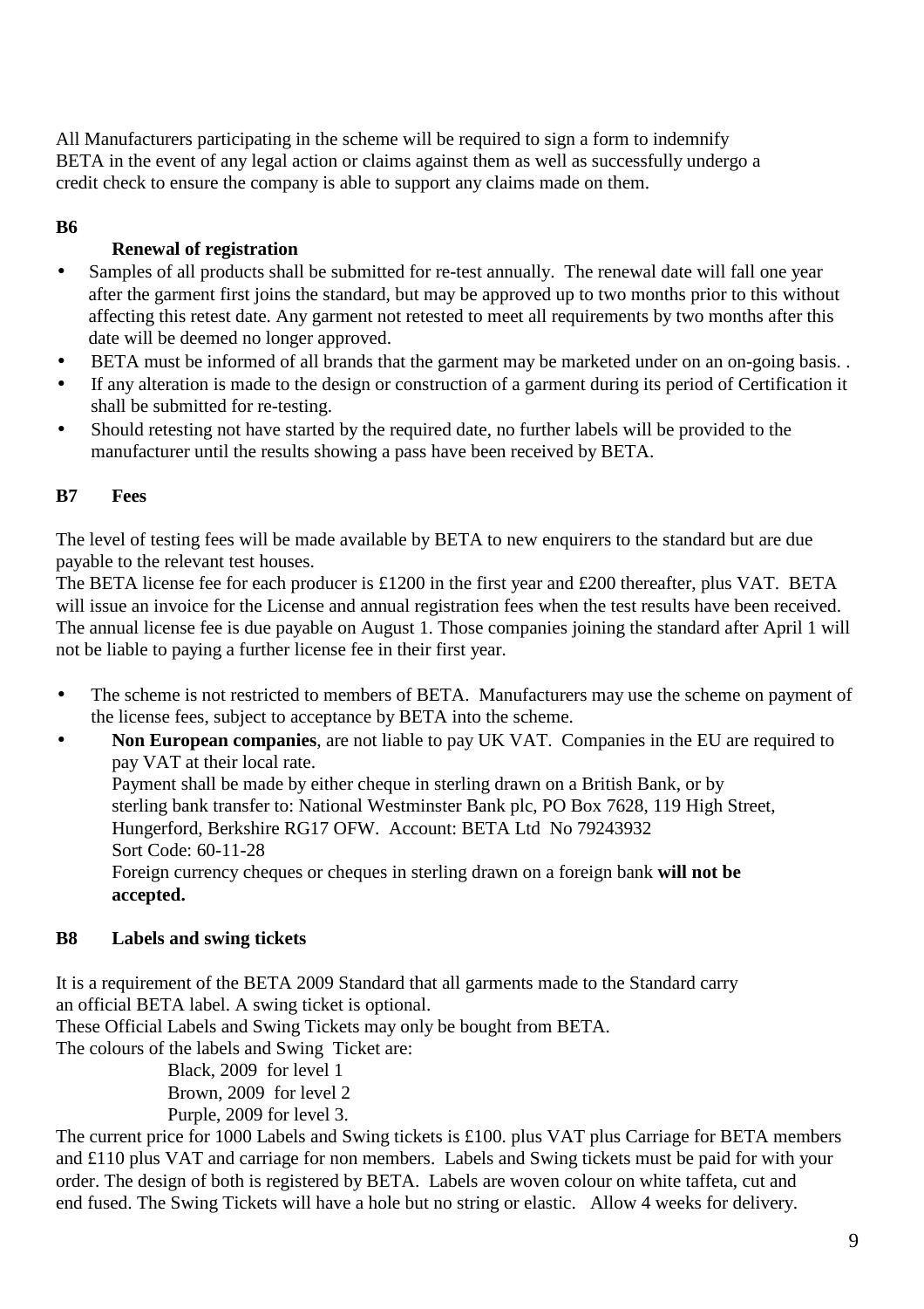All Manufacturers participating in the scheme will be required to sign a form to indemnify BETA in the event of any legal action or claims against them as well as successfully undergo a credit check to ensure the company is able to support any claims made on them.

**B6**

**Renewal of registration**

- Samples of all products shall be submitted for re-test annually. The renewal date will fall one year after the garment first joins the standard, but may be approved up to two months prior to this without affecting this retest date. Any garment not retested to meet all requirements by two months after this date will be deemed no longer approved.
- BETA must be informed of all brands that the garment may be marketed under on an on-going basis. .
- If any alteration is made to the design or construction of a garment during its period of Certification it shall be submitted for re-testing.
- Should retesting not have started by the required date, no further labels will be provided to the manufacturer until the results showing a pass have been received by BETA.

**B7 Fees**

The level of testing fees will be made available by BETA to new enquirers to the standard but are due payable to the relevant test houses.

The BETA license fee for each producer is £1200 in the first year and £200 thereafter, plus VAT. BETA will issue an invoice for the License and annual registration fees when the test results have been received. The annual license fee is due payable on August 1. Those companies joining the standard after April 1 will not be liable to paying a further license fee in their first year.

- The scheme is not restricted to members of BETA. Manufacturers may use the scheme on payment of the license fees, subject to acceptance by BETA into the scheme.
- **Non European companies**, are not liable to pay UK VAT. Companies in the EU are required to pay VAT at their local rate.
  Payment shall be made by either cheque in sterling drawn on a British Bank, or by sterling bank transfer to: National Westminster Bank plc, PO Box 7628, 119 High Street, Hungerford, Berkshire RG17 OFW. Account: BETA Ltd No 79243932
  Sort Code: 60-11-28
  Foreign currency cheques or cheques in sterling drawn on a foreign bank **will not be accepted.**

**B8 Labels and swing tickets**

It is a requirement of the BETA 2009 Standard that all garments made to the Standard carry an official BETA label. A swing ticket is optional.

These Official Labels and Swing Tickets may only be bought from BETA.

The colours of the labels and Swing Ticket are:

Black, 2009 for level 1
Brown, 2009 for level 2
Purple, 2009 for level 3.

The current price for 1000 Labels and Swing tickets is £100. plus VAT plus Carriage for BETA members and £110 plus VAT and carriage for non members. Labels and Swing tickets must be paid for with your order. The design of both is registered by BETA. Labels are woven colour on white taffeta, cut and end fused. The Swing Tickets will have a hole but no string or elastic. Allow 4 weeks for delivery.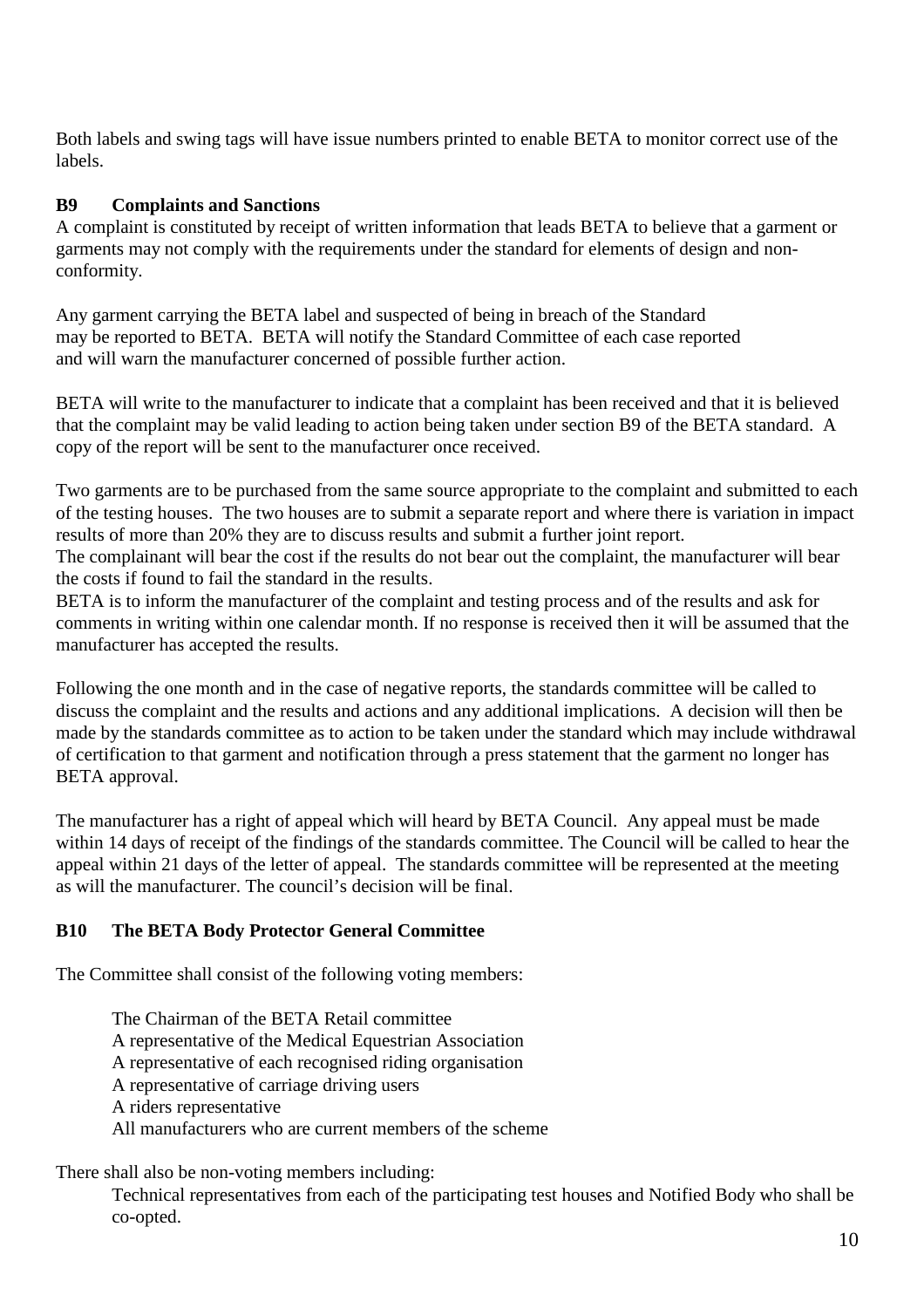Both labels and swing tags will have issue numbers printed to enable BETA to monitor correct use of the labels.

### B9 Complaints and Sanctions

A complaint is constituted by receipt of written information that leads BETA to believe that a garment or garments may not comply with the requirements under the standard for elements of design and non-conformity.

Any garment carrying the BETA label and suspected of being in breach of the Standard may be reported to BETA. BETA will notify the Standard Committee of each case reported and will warn the manufacturer concerned of possible further action.

BETA will write to the manufacturer to indicate that a complaint has been received and that it is believed that the complaint may be valid leading to action being taken under section B9 of the BETA standard. A copy of the report will be sent to the manufacturer once received.

Two garments are to be purchased from the same source appropriate to the complaint and submitted to each of the testing houses. The two houses are to submit a separate report and where there is variation in impact results of more than 20% they are to discuss results and submit a further joint report.
The complainant will bear the cost if the results do not bear out the complaint, the manufacturer will bear the costs if found to fail the standard in the results.
BETA is to inform the manufacturer of the complaint and testing process and of the results and ask for comments in writing within one calendar month. If no response is received then it will be assumed that the manufacturer has accepted the results.

Following the one month and in the case of negative reports, the standards committee will be called to discuss the complaint and the results and actions and any additional implications. A decision will then be made by the standards committee as to action to be taken under the standard which may include withdrawal of certification to that garment and notification through a press statement that the garment no longer has BETA approval.

The manufacturer has a right of appeal which will heard by BETA Council. Any appeal must be made within 14 days of receipt of the findings of the standards committee. The Council will be called to hear the appeal within 21 days of the letter of appeal. The standards committee will be represented at the meeting as will the manufacturer. The council's decision will be final.

### B10 The BETA Body Protector General Committee

The Committee shall consist of the following voting members:

- The Chairman of the BETA Retail committee
- A representative of the Medical Equestrian Association
- A representative of each recognised riding organisation
- A representative of carriage driving users
- A riders representative
- All manufacturers who are current members of the scheme

There shall also be non-voting members including:

- Technical representatives from each of the participating test houses and Notified Body who shall be co-opted.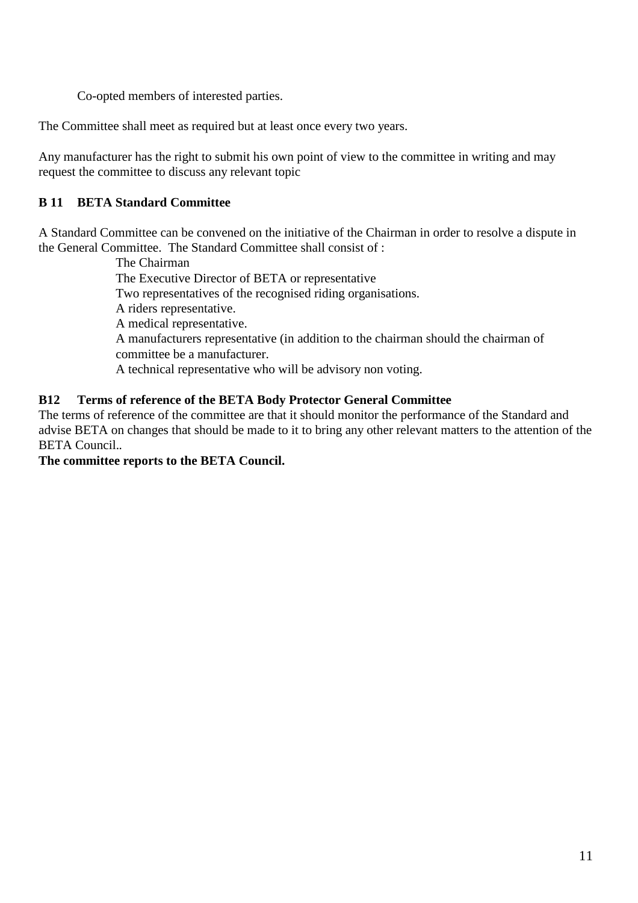Co-opted members of interested parties.

The Committee shall meet as required but at least once every two years.

Any manufacturer has the right to submit his own point of view to the committee in writing and may request the committee to discuss any relevant topic

### B 11 BETA Standard Committee

A Standard Committee can be convened on the initiative of the Chairman in order to resolve a dispute in the General Committee. The Standard Committee shall consist of :

The Chairman
The Executive Director of BETA or representative
Two representatives of the recognised riding organisations.
A riders representative.
A medical representative.
A manufacturers representative (in addition to the chairman should the chairman of committee be a manufacturer.
A technical representative who will be advisory non voting.

### B12 Terms of reference of the BETA Body Protector General Committee

The terms of reference of the committee are that it should monitor the performance of the Standard and advise BETA on changes that should be made to it to bring any other relevant matters to the attention of the BETA Council..

**The committee reports to the BETA Council.**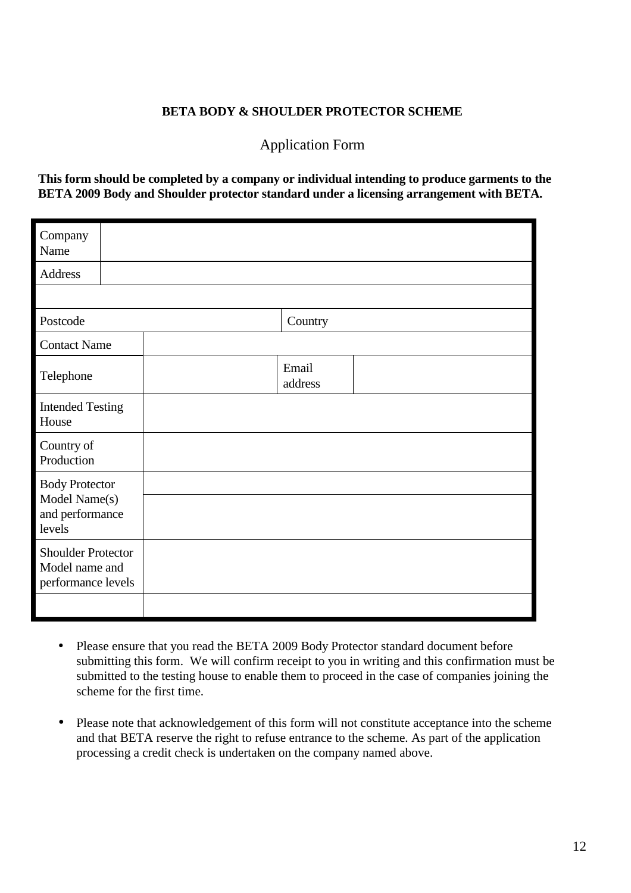**BETA BODY & SHOULDER PROTECTOR SCHEME**

Application Form

**This form should be completed by a company or individual intending to produce garments to the BETA 2009 Body and Shoulder protector standard under a licensing arrangement with BETA.**

| | | | |
|---|---|---|---|
| Company Name | | | |
| Address | | | |
| | | | |
| Postcode | | Country | |
| Contact Name | | | |
| Telephone | | Email address | |
| Intended Testing House | | | |
| Country of Production | | | |
| Body Protector Model Name(s) and performance levels | | | |
| | | | |
| Shoulder Protector Model name and performance levels | | | |
| | | | |

- Please ensure that you read the BETA 2009 Body Protector standard document before submitting this form. We will confirm receipt to you in writing and this confirmation must be submitted to the testing house to enable them to proceed in the case of companies joining the scheme for the first time.

- Please note that acknowledgement of this form will not constitute acceptance into the scheme and that BETA reserve the right to refuse entrance to the scheme. As part of the application processing a credit check is undertaken on the company named above.